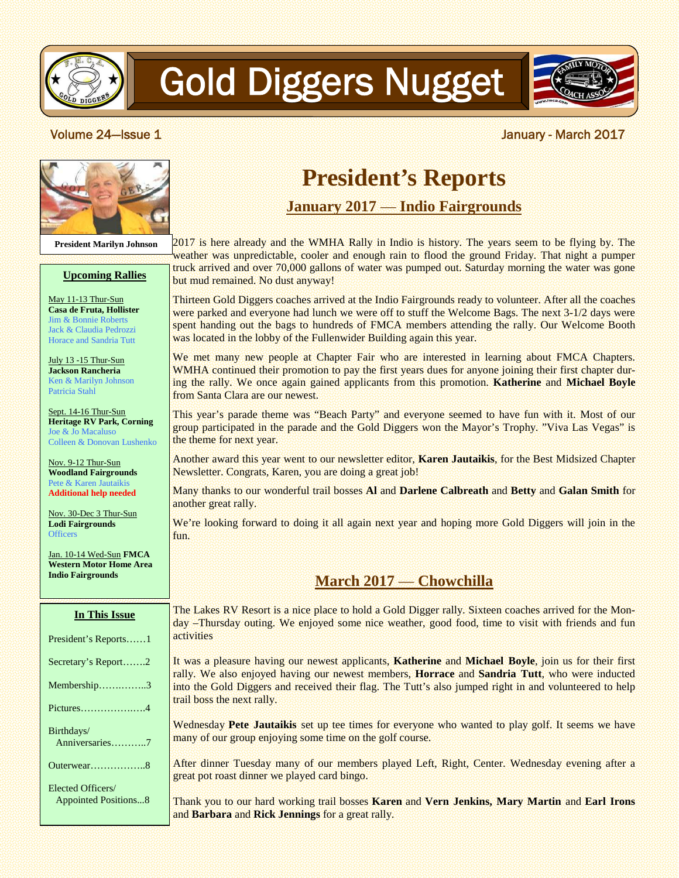# Gold Diggers Nugget

Volume 24—Issue 1 January - March 2017

President Marilyn Johnson

## Upcoming Rallies

May 11-13 Thur-Sun
**Casa de Fruta, Hollister**
Jim & Bonnie Roberts
Jack & Claudia Pedrozzi
Horace and Sandria Tutt

July 13 -15 Thur-Sun
**Jackson Rancheria**
Ken & Marilyn Johnson
Patricia Stahl

Sept. 14-16 Thur-Sun
**Heritage RV Park, Corning**
Joe & Jo Macaluso
Colleen & Donovan Lushenko

Nov. 9-12 Thur-Sun
**Woodland Fairgrounds**
Pete & Karen Jautaikis
**Additional help needed**

Nov. 30-Dec 3 Thur-Sun
**Lodi Fairgrounds**
Officers

Jan. 10-14 Wed-Sun **FMCA Western Motor Home Area Indio Fairgrounds**

## In This Issue

- President's Reports……1
- Secretary's Report…….2
- Membership…………..3
- Pictures……………….4
- Birthdays/ Anniversaries………..7
- Outerwear……………..8
- Elected Officers/ Appointed Positions...8

# President's Reports

## January 2017 — Indio Fairgrounds

2017 is here already and the WMHA Rally in Indio is history. The years seem to be flying by. The weather was unpredictable, cooler and enough rain to flood the ground Friday. That night a pumper truck arrived and over 70,000 gallons of water was pumped out. Saturday morning the water was gone but mud remained. No dust anyway!

Thirteen Gold Diggers coaches arrived at the Indio Fairgrounds ready to volunteer. After all the coaches were parked and everyone had lunch we were off to stuff the Welcome Bags. The next 3-1/2 days were spent handing out the bags to hundreds of FMCA members attending the rally. Our Welcome Booth was located in the lobby of the Fullenwider Building again this year.

We met many new people at Chapter Fair who are interested in learning about FMCA Chapters. WMHA continued their promotion to pay the first years dues for anyone joining their first chapter during the rally. We once again gained applicants from this promotion. **Katherine** and **Michael Boyle** from Santa Clara are our newest.

This year's parade theme was "Beach Party" and everyone seemed to have fun with it. Most of our group participated in the parade and the Gold Diggers won the Mayor's Trophy. "Viva Las Vegas" is the theme for next year.

Another award this year went to our newsletter editor, **Karen Jautaikis**, for the Best Midsized Chapter Newsletter. Congrats, Karen, you are doing a great job!

Many thanks to our wonderful trail bosses **Al** and **Darlene Calbreath** and **Betty** and **Galan Smith** for another great rally.

We're looking forward to doing it all again next year and hoping more Gold Diggers will join in the fun.

## March 2017 — Chowchilla

The Lakes RV Resort is a nice place to hold a Gold Digger rally. Sixteen coaches arrived for the Monday –Thursday outing. We enjoyed some nice weather, good food, time to visit with friends and fun activities

It was a pleasure having our newest applicants, **Katherine** and **Michael Boyle**, join us for their first rally. We also enjoyed having our newest members, **Horrace** and **Sandria Tutt**, who were inducted into the Gold Diggers and received their flag. The Tutt's also jumped right in and volunteered to help trail boss the next rally.

Wednesday **Pete Jautaikis** set up tee times for everyone who wanted to play golf. It seems we have many of our group enjoying some time on the golf course.

After dinner Tuesday many of our members played Left, Right, Center. Wednesday evening after a great pot roast dinner we played card bingo.

Thank you to our hard working trail bosses **Karen** and **Vern Jenkins, Mary Martin** and **Earl Irons** and **Barbara** and **Rick Jennings** for a great rally.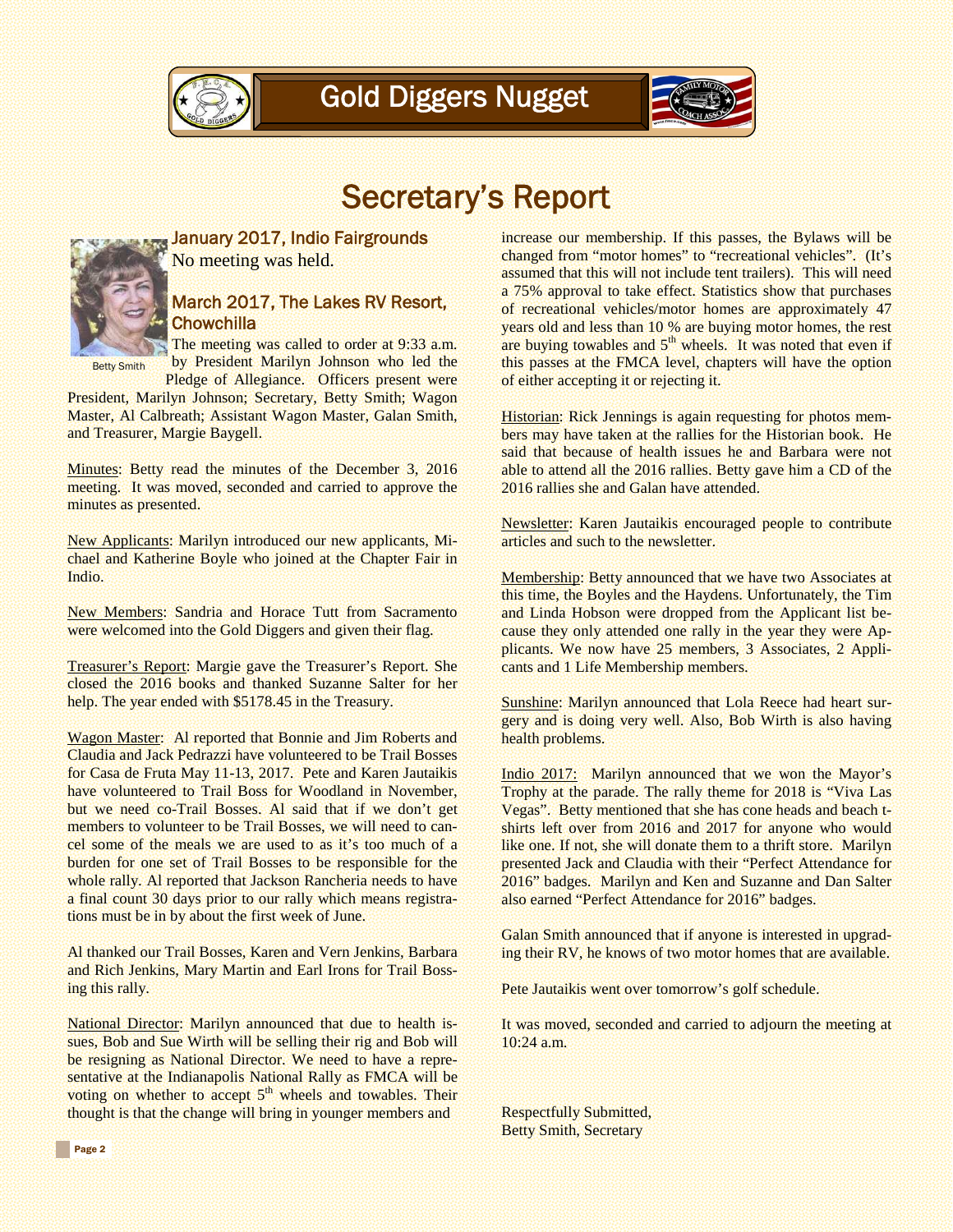# Secretary's Report

## January 2017, Indio Fairgrounds

No meeting was held.

## March 2017, The Lakes RV Resort, Chowchilla

Betty Smith

The meeting was called to order at 9:33 a.m. by President Marilyn Johnson who led the Pledge of Allegiance. Officers present were President, Marilyn Johnson; Secretary, Betty Smith; Wagon Master, Al Calbreath; Assistant Wagon Master, Galan Smith, and Treasurer, Margie Baygell.

Minutes: Betty read the minutes of the December 3, 2016 meeting. It was moved, seconded and carried to approve the minutes as presented.

New Applicants: Marilyn introduced our new applicants, Michael and Katherine Boyle who joined at the Chapter Fair in Indio.

New Members: Sandria and Horace Tutt from Sacramento were welcomed into the Gold Diggers and given their flag.

Treasurer's Report: Margie gave the Treasurer's Report. She closed the 2016 books and thanked Suzanne Salter for her help. The year ended with $5178.45 in the Treasury.

Wagon Master: Al reported that Bonnie and Jim Roberts and Claudia and Jack Pedrazzi have volunteered to be Trail Bosses for Casa de Fruta May 11-13, 2017. Pete and Karen Jautaikis have volunteered to Trail Boss for Woodland in November, but we need co-Trail Bosses. Al said that if we don't get members to volunteer to be Trail Bosses, we will need to cancel some of the meals we are used to as it's too much of a burden for one set of Trail Bosses to be responsible for the whole rally. Al reported that Jackson Rancheria needs to have a final count 30 days prior to our rally which means registrations must be in by about the first week of June.

Al thanked our Trail Bosses, Karen and Vern Jenkins, Barbara and Rich Jenkins, Mary Martin and Earl Irons for Trail Bossing this rally.

National Director: Marilyn announced that due to health issues, Bob and Sue Wirth will be selling their rig and Bob will be resigning as National Director. We need to have a representative at the Indianapolis National Rally as FMCA will be voting on whether to accept 5th wheels and towables. Their thought is that the change will bring in younger members and increase our membership. If this passes, the Bylaws will be changed from "motor homes" to "recreational vehicles". (It's assumed that this will not include tent trailers). This will need a 75% approval to take effect. Statistics show that purchases of recreational vehicles/motor homes are approximately 47 years old and less than 10 % are buying motor homes, the rest are buying towables and 5th wheels. It was noted that even if this passes at the FMCA level, chapters will have the option of either accepting it or rejecting it.

Historian: Rick Jennings is again requesting for photos members may have taken at the rallies for the Historian book. He said that because of health issues he and Barbara were not able to attend all the 2016 rallies. Betty gave him a CD of the 2016 rallies she and Galan have attended.

Newsletter: Karen Jautaikis encouraged people to contribute articles and such to the newsletter.

Membership: Betty announced that we have two Associates at this time, the Boyles and the Haydens. Unfortunately, the Tim and Linda Hobson were dropped from the Applicant list because they only attended one rally in the year they were Applicants. We now have 25 members, 3 Associates, 2 Applicants and 1 Life Membership members.

Sunshine: Marilyn announced that Lola Reece had heart surgery and is doing very well. Also, Bob Wirth is also having health problems.

Indio 2017: Marilyn announced that we won the Mayor's Trophy at the parade. The rally theme for 2018 is "Viva Las Vegas". Betty mentioned that she has cone heads and beach t-shirts left over from 2016 and 2017 for anyone who would like one. If not, she will donate them to a thrift store. Marilyn presented Jack and Claudia with their "Perfect Attendance for 2016" badges. Marilyn and Ken and Suzanne and Dan Salter also earned "Perfect Attendance for 2016" badges.

Galan Smith announced that if anyone is interested in upgrading their RV, he knows of two motor homes that are available.

Pete Jautaikis went over tomorrow's golf schedule.

It was moved, seconded and carried to adjourn the meeting at 10:24 a.m.

Respectfully Submitted,
Betty Smith, Secretary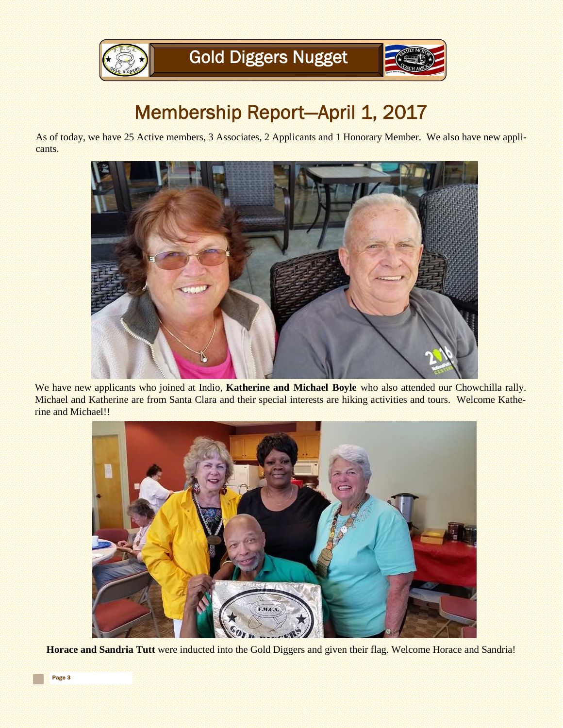# Membership Report—April 1, 2017

As of today, we have 25 Active members, 3 Associates, 2 Applicants and 1 Honorary Member. We also have new applicants.

We have new applicants who joined at Indio, **Katherine and Michael Boyle** who also attended our Chowchilla rally. Michael and Katherine are from Santa Clara and their special interests are hiking activities and tours. Welcome Katherine and Michael!!

**Horace and Sandria Tutt** were inducted into the Gold Diggers and given their flag. Welcome Horace and Sandria!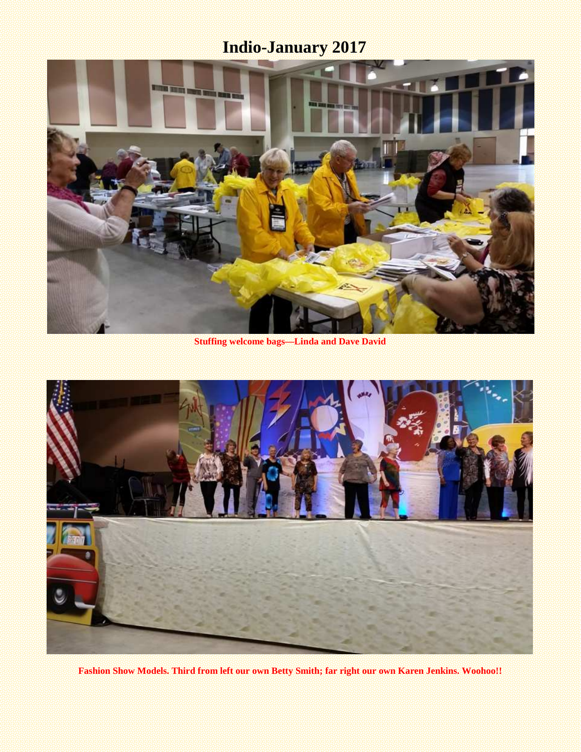# Indio-January 2017

**Stuffing welcome bags—Linda and Dave David**

**Fashion Show Models. Third from left our own Betty Smith; far right our own Karen Jenkins. Woohoo!!**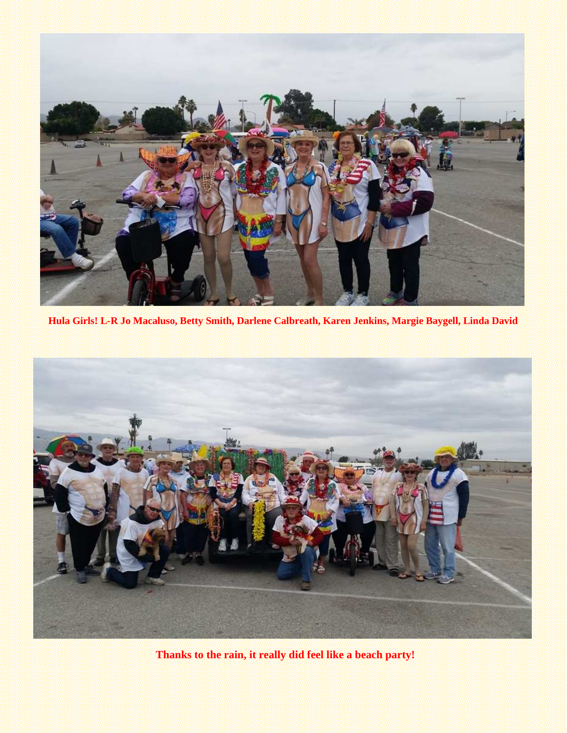**Hula Girls! L-R Jo Macaluso, Betty Smith, Darlene Calbreath, Karen Jenkins, Margie Baygell, Linda David**

**Thanks to the rain, it really did feel like a beach party!**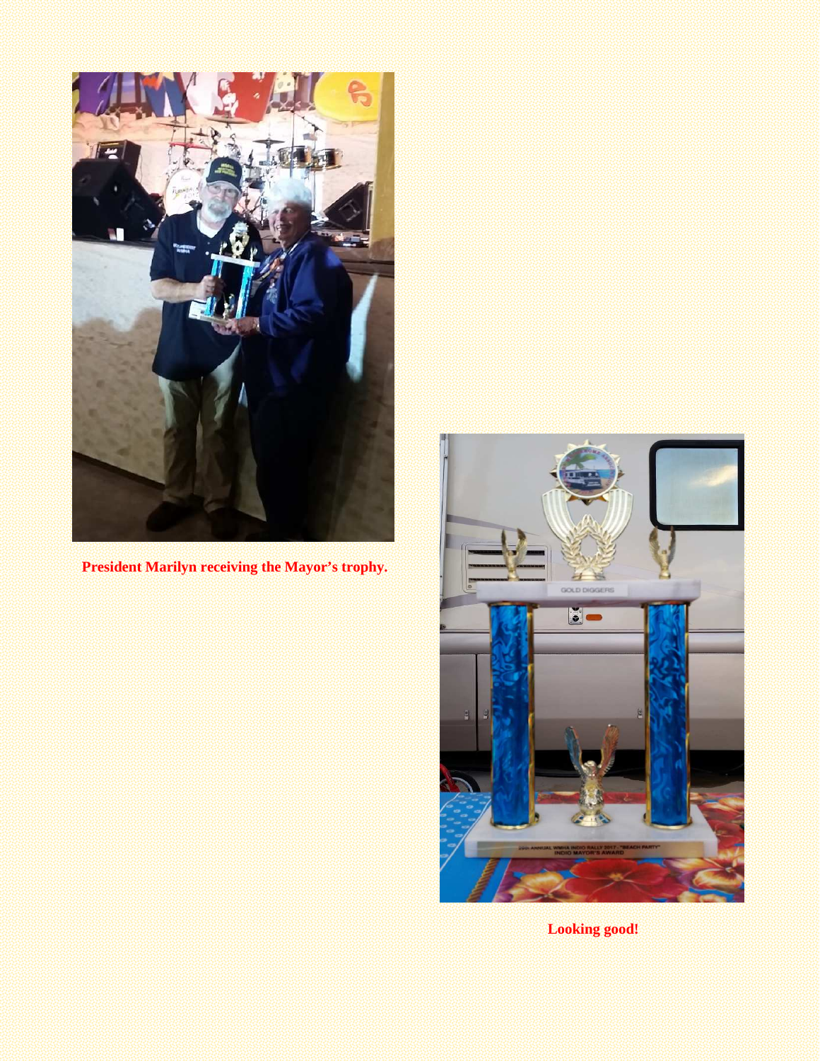**President Marilyn receiving the Mayor's trophy.**

**Looking good!**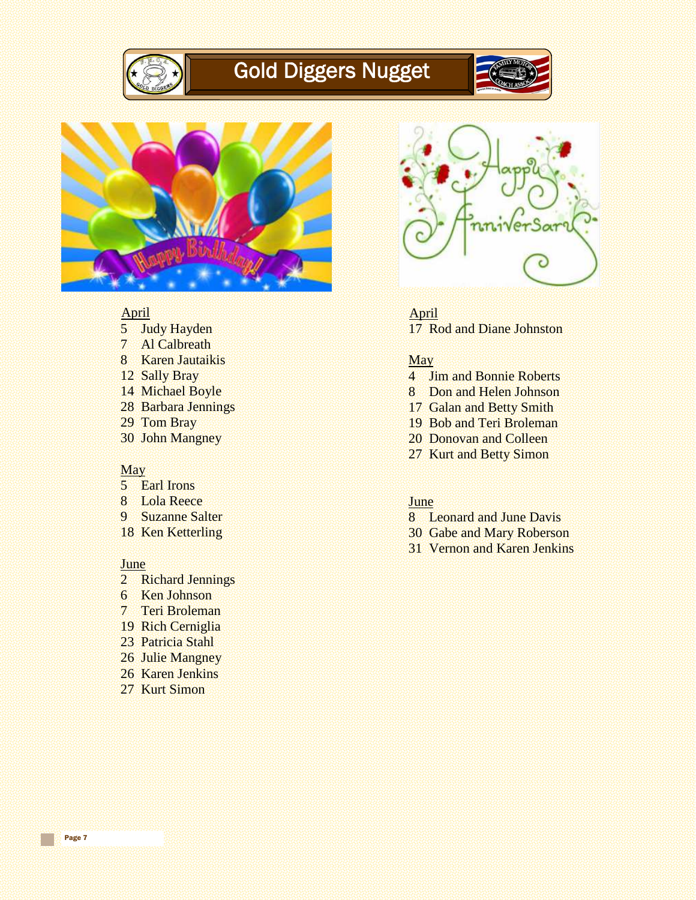## Happy Birthday!

April

5 Judy Hayden
7 Al Calbreath
8 Karen Jautaikis
12 Sally Bray
14 Michael Boyle
28 Barbara Jennings
29 Tom Bray
30 John Mangney

May

5 Earl Irons
8 Lola Reece
9 Suzanne Salter
18 Ken Ketterling

June

2 Richard Jennings
6 Ken Johnson
7 Teri Broleman
19 Rich Cerniglia
23 Patricia Stahl
26 Julie Mangney
26 Karen Jenkins
27 Kurt Simon

## Happy Anniversary

April

17 Rod and Diane Johnston

May

4 Jim and Bonnie Roberts
8 Don and Helen Johnson
17 Galan and Betty Smith
19 Bob and Teri Broleman
20 Donovan and Colleen
27 Kurt and Betty Simon

June

8 Leonard and June Davis
30 Gabe and Mary Roberson
31 Vernon and Karen Jenkins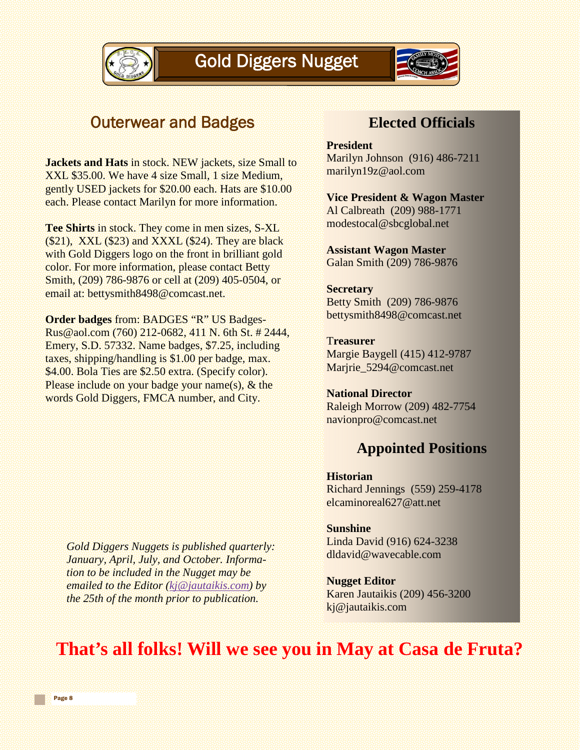# Gold Diggers Nugget

## Outerwear and Badges

**Jackets and Hats** in stock. NEW jackets, size Small to XXL $35.00. We have 4 size Small, 1 size Medium, gently USED jackets for $20.00 each. Hats are $10.00 each. Please contact Marilyn for more information.

**Tee Shirts** in stock. They come in men sizes, S-XL ($21), XXL ($23) and XXXL ($24). They are black with Gold Diggers logo on the front in brilliant gold color. For more information, please contact Betty Smith, (209) 786-9876 or cell at (209) 405-0504, or email at: bettysmith8498@comcast.net.

**Order badges** from: BADGES "R" US Badges-Rus@aol.com (760) 212-0682, 411 N. 6th St. # 2444, Emery, S.D. 57332. Name badges, $7.25, including taxes, shipping/handling is $1.00 per badge, max. $4.00. Bola Ties are $2.50 extra. (Specify color). Please include on your badge your name(s), & the words Gold Diggers, FMCA number, and City.

*Gold Diggers Nuggets is published quarterly: January, April, July, and October. Information to be included in the Nugget may be emailed to the Editor (kj@jautaikis.com) by the 25th of the month prior to publication.*

## Elected Officials

**President**
Marilyn Johnson (916) 486-7211
marilyn19z@aol.com

**Vice President & Wagon Master**
Al Calbreath (209) 988-1771
modestocal@sbcglobal.net

**Assistant Wagon Master**
Galan Smith (209) 786-9876

**Secretary**
Betty Smith (209) 786-9876
bettysmith8498@comcast.net

**Treasurer**
Margie Baygell (415) 412-9787
Marjrie_5294@comcast.net

**National Director**
Raleigh Morrow (209) 482-7754
navionpro@comcast.net

## Appointed Positions

**Historian**
Richard Jennings (559) 259-4178
elcaminoreal627@att.net

**Sunshine**
Linda David (916) 624-3238
dldavid@wavecable.com

**Nugget Editor**
Karen Jautaikis (209) 456-3200
kj@jautaikis.com

**That's all folks! Will we see you in May at Casa de Fruta?**